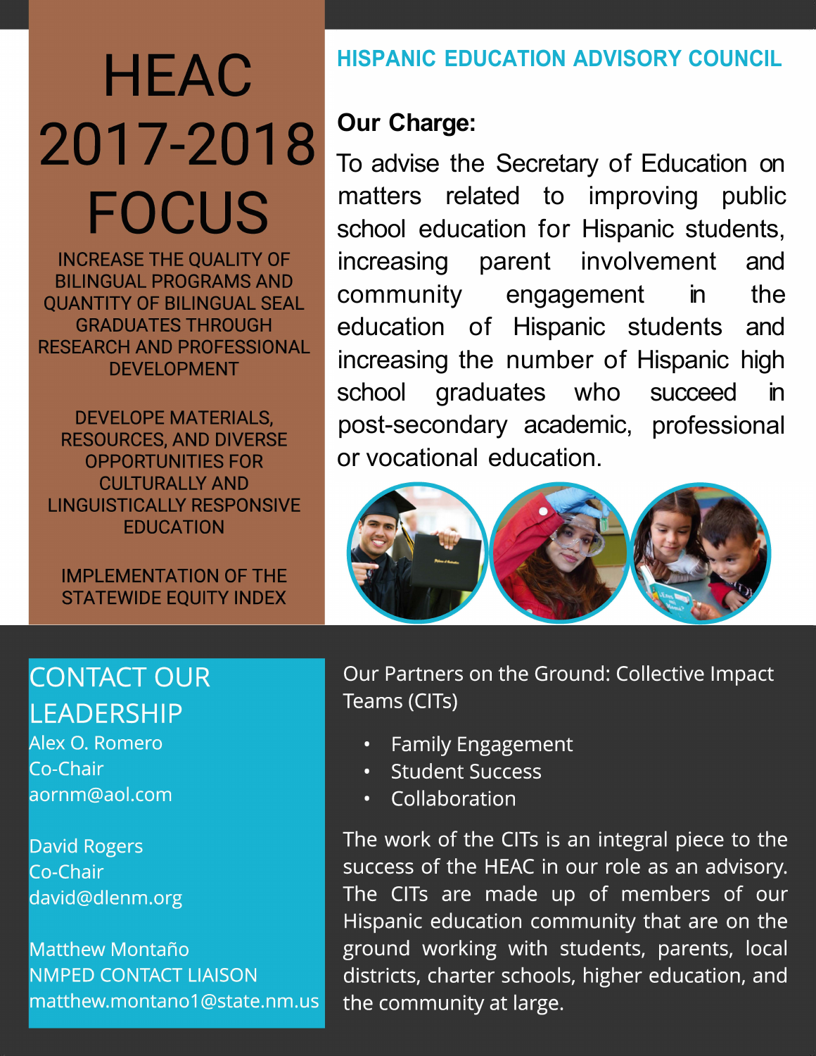# HEAC 2017-2018 FOCUS

INCREASE THE QUALITY OF BILINGUAL PROGRAMS AND QUANTITY OF BILINGUAL SEAL GRADUATES THROUGH RESEARCH AND PROFESSIONAL DEVELOPMENT

DEVELOPE MATERIALS, RESOURCES, AND DIVERSE OPPORTUNITIES FOR CULTURALLY AND LINGUISTICALLY RESPONSIVE EDUCATION

IMPLEMENTATION OF THE STATEWIDE EQUITY INDEX

## HISPANIC EDUCATION ADVISORY COUNCIL

**Our Charge:**

To advise the Secretary of Education on matters related to improving public school education for Hispanic students, increasing parent involvement and community engagement in the education of Hispanic students and increasing the number of Hispanic high school graduates who succeed in post-secondary academic, professional or vocational education.

## CONTACT OUR LEADERSHIP

Alex O. Romero
Co-Chair
aornm@aol.com

David Rogers
Co-Chair
david@dlenm.org

Matthew Montaño
NMPED CONTACT LIAISON
matthew.montano1@state.nm.us

Our Partners on the Ground: Collective Impact Teams (CITs)

- Family Engagement
- Student Success
- Collaboration

The work of the CITs is an integral piece to the success of the HEAC in our role as an advisory. The CITs are made up of members of our Hispanic education community that are on the ground working with students, parents, local districts, charter schools, higher education, and the community at large.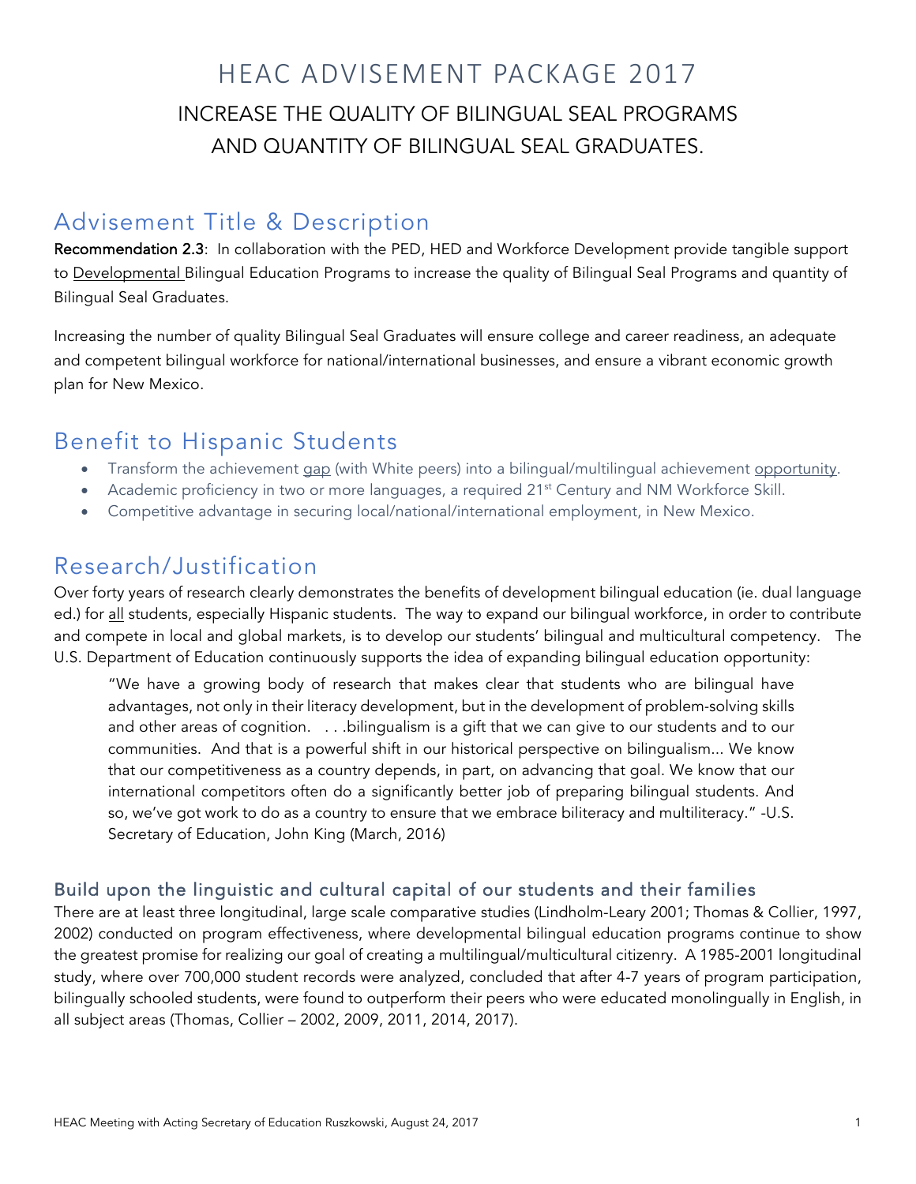# HEAC ADVISEMENT PACKAGE 2017

## INCREASE THE QUALITY OF BILINGUAL SEAL PROGRAMS AND QUANTITY OF BILINGUAL SEAL GRADUATES.

## Advisement Title & Description

**Recommendation 2.3**: In collaboration with the PED, HED and Workforce Development provide tangible support to Developmental Bilingual Education Programs to increase the quality of Bilingual Seal Programs and quantity of Bilingual Seal Graduates.

Increasing the number of quality Bilingual Seal Graduates will ensure college and career readiness, an adequate and competent bilingual workforce for national/international businesses, and ensure a vibrant economic growth plan for New Mexico.

## Benefit to Hispanic Students

- Transform the achievement gap (with White peers) into a bilingual/multilingual achievement opportunity.
- Academic proficiency in two or more languages, a required 21st Century and NM Workforce Skill.
- Competitive advantage in securing local/national/international employment, in New Mexico.

## Research/Justification

Over forty years of research clearly demonstrates the benefits of development bilingual education (ie. dual language ed.) for all students, especially Hispanic students. The way to expand our bilingual workforce, in order to contribute and compete in local and global markets, is to develop our students' bilingual and multicultural competency. The U.S. Department of Education continuously supports the idea of expanding bilingual education opportunity:

> "We have a growing body of research that makes clear that students who are bilingual have advantages, not only in their literacy development, but in the development of problem-solving skills and other areas of cognition. . . .bilingualism is a gift that we can give to our students and to our communities. And that is a powerful shift in our historical perspective on bilingualism... We know that our competitiveness as a country depends, in part, on advancing that goal. We know that our international competitors often do a significantly better job of preparing bilingual students. And so, we've got work to do as a country to ensure that we embrace biliteracy and multiliteracy." -U.S. Secretary of Education, John King (March, 2016)

### Build upon the linguistic and cultural capital of our students and their families

There are at least three longitudinal, large scale comparative studies (Lindholm-Leary 2001; Thomas & Collier, 1997, 2002) conducted on program effectiveness, where developmental bilingual education programs continue to show the greatest promise for realizing our goal of creating a multilingual/multicultural citizenry. A 1985-2001 longitudinal study, where over 700,000 student records were analyzed, concluded that after 4-7 years of program participation, bilingually schooled students, were found to outperform their peers who were educated monolingually in English, in all subject areas (Thomas, Collier – 2002, 2009, 2011, 2014, 2017).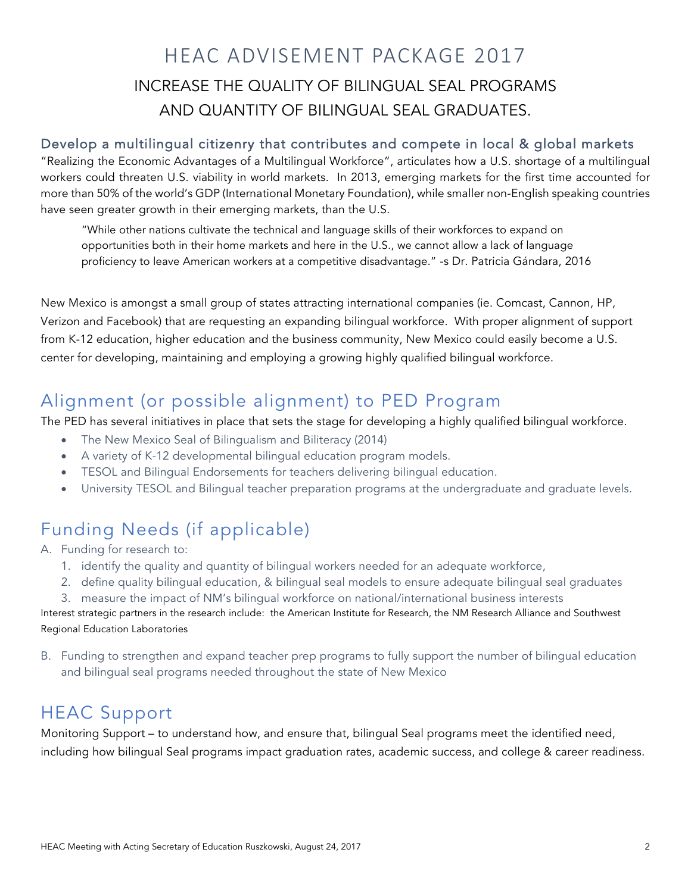# HEAC ADVISEMENT PACKAGE 2017

## INCREASE THE QUALITY OF BILINGUAL SEAL PROGRAMS AND QUANTITY OF BILINGUAL SEAL GRADUATES.

### Develop a multilingual citizenry that contributes and compete in local & global markets

"Realizing the Economic Advantages of a Multilingual Workforce", articulates how a U.S. shortage of a multilingual workers could threaten U.S. viability in world markets. In 2013, emerging markets for the first time accounted for more than 50% of the world's GDP (International Monetary Foundation), while smaller non-English speaking countries have seen greater growth in their emerging markets, than the U.S.

> "While other nations cultivate the technical and language skills of their workforces to expand on opportunities both in their home markets and here in the U.S., we cannot allow a lack of language proficiency to leave American workers at a competitive disadvantage." -s Dr. Patricia Gándara, 2016

New Mexico is amongst a small group of states attracting international companies (ie. Comcast, Cannon, HP, Verizon and Facebook) that are requesting an expanding bilingual workforce. With proper alignment of support from K-12 education, higher education and the business community, New Mexico could easily become a U.S. center for developing, maintaining and employing a growing highly qualified bilingual workforce.

## Alignment (or possible alignment) to PED Program

The PED has several initiatives in place that sets the stage for developing a highly qualified bilingual workforce.

- The New Mexico Seal of Bilingualism and Biliteracy (2014)
- A variety of K-12 developmental bilingual education program models.
- TESOL and Bilingual Endorsements for teachers delivering bilingual education.
- University TESOL and Bilingual teacher preparation programs at the undergraduate and graduate levels.

## Funding Needs (if applicable)

A. Funding for research to:
   1. identify the quality and quantity of bilingual workers needed for an adequate workforce,
   2. define quality bilingual education, & bilingual seal models to ensure adequate bilingual seal graduates
   3. measure the impact of NM's bilingual workforce on national/international business interests

Interest strategic partners in the research include: the American Institute for Research, the NM Research Alliance and Southwest Regional Education Laboratories

B. Funding to strengthen and expand teacher prep programs to fully support the number of bilingual education and bilingual seal programs needed throughout the state of New Mexico

## HEAC Support

Monitoring Support – to understand how, and ensure that, bilingual Seal programs meet the identified need, including how bilingual Seal programs impact graduation rates, academic success, and college & career readiness.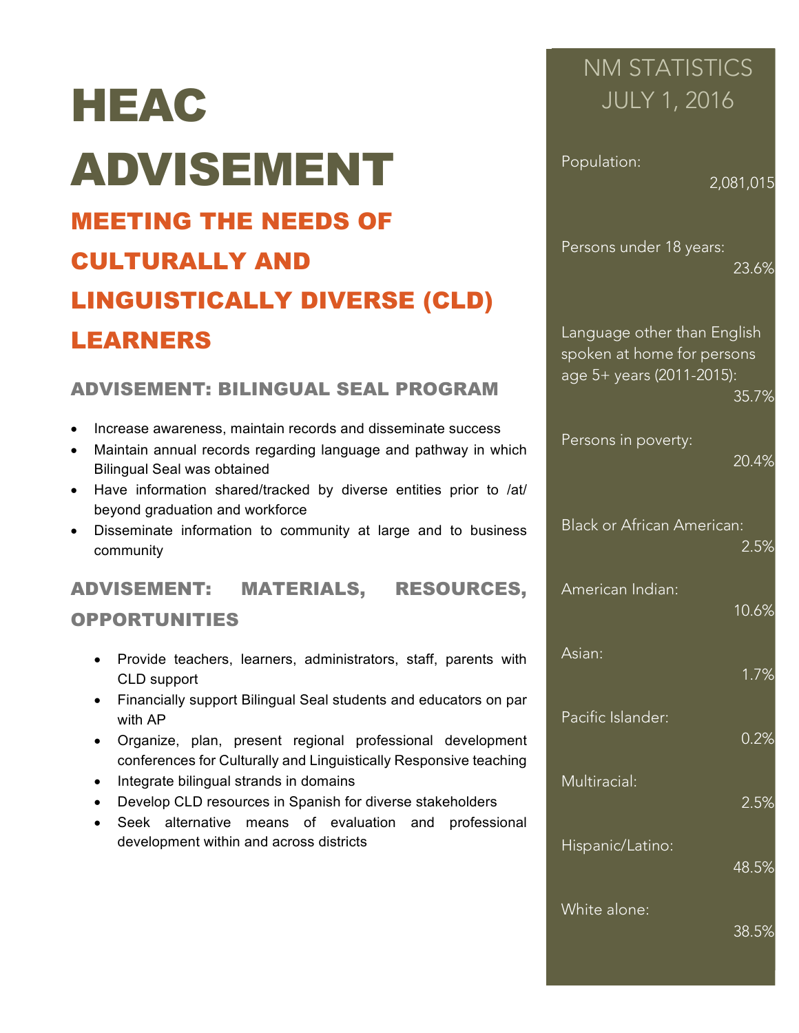# HEAC ADVISEMENT

## MEETING THE NEEDS OF CULTURALLY AND LINGUISTICALLY DIVERSE (CLD) LEARNERS

### ADVISEMENT: BILINGUAL SEAL PROGRAM

- Increase awareness, maintain records and disseminate success
- Maintain annual records regarding language and pathway in which Bilingual Seal was obtained
- Have information shared/tracked by diverse entities prior to /at/ beyond graduation and workforce
- Disseminate information to community at large and to business community

### ADVISEMENT: MATERIALS, RESOURCES, OPPORTUNITIES

- Provide teachers, learners, administrators, staff, parents with CLD support
- Financially support Bilingual Seal students and educators on par with AP
- Organize, plan, present regional professional development conferences for Culturally and Linguistically Responsive teaching
- Integrate bilingual strands in domains
- Develop CLD resources in Spanish for diverse stakeholders
- Seek alternative means of evaluation and professional development within and across districts

## NM STATISTICS JULY 1, 2016

Population: 2,081,015

Persons under 18 years: 23.6%

Language other than English spoken at home for persons age 5+ years (2011-2015): 35.7%

Persons in poverty: 20.4%

Black or African American: 2.5%

American Indian: 10.6%

Asian: 1.7%

Pacific Islander: 0.2%

Multiracial: 2.5%

Hispanic/Latino: 48.5%

White alone: 38.5%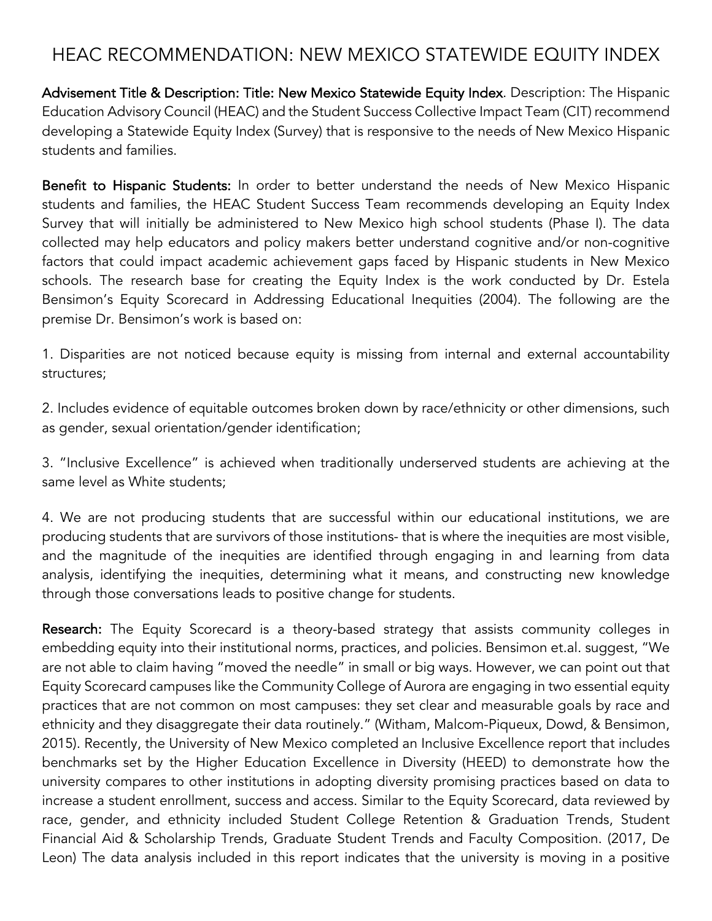# HEAC RECOMMENDATION: NEW MEXICO STATEWIDE EQUITY INDEX

**Advisement Title & Description: Title: New Mexico Statewide Equity Index**. Description: The Hispanic Education Advisory Council (HEAC) and the Student Success Collective Impact Team (CIT) recommend developing a Statewide Equity Index (Survey) that is responsive to the needs of New Mexico Hispanic students and families.

**Benefit to Hispanic Students:** In order to better understand the needs of New Mexico Hispanic students and families, the HEAC Student Success Team recommends developing an Equity Index Survey that will initially be administered to New Mexico high school students (Phase I). The data collected may help educators and policy makers better understand cognitive and/or non-cognitive factors that could impact academic achievement gaps faced by Hispanic students in New Mexico schools. The research base for creating the Equity Index is the work conducted by Dr. Estela Bensimon's Equity Scorecard in Addressing Educational Inequities (2004). The following are the premise Dr. Bensimon's work is based on:

1. Disparities are not noticed because equity is missing from internal and external accountability structures;

2. Includes evidence of equitable outcomes broken down by race/ethnicity or other dimensions, such as gender, sexual orientation/gender identification;

3. "Inclusive Excellence" is achieved when traditionally underserved students are achieving at the same level as White students;

4. We are not producing students that are successful within our educational institutions, we are producing students that are survivors of those institutions- that is where the inequities are most visible, and the magnitude of the inequities are identified through engaging in and learning from data analysis, identifying the inequities, determining what it means, and constructing new knowledge through those conversations leads to positive change for students.

**Research:** The Equity Scorecard is a theory-based strategy that assists community colleges in embedding equity into their institutional norms, practices, and policies. Bensimon et.al. suggest, "We are not able to claim having "moved the needle" in small or big ways. However, we can point out that Equity Scorecard campuses like the Community College of Aurora are engaging in two essential equity practices that are not common on most campuses: they set clear and measurable goals by race and ethnicity and they disaggregate their data routinely." (Witham, Malcom-Piqueux, Dowd, & Bensimon, 2015). Recently, the University of New Mexico completed an Inclusive Excellence report that includes benchmarks set by the Higher Education Excellence in Diversity (HEED) to demonstrate how the university compares to other institutions in adopting diversity promising practices based on data to increase a student enrollment, success and access. Similar to the Equity Scorecard, data reviewed by race, gender, and ethnicity included Student College Retention & Graduation Trends, Student Financial Aid & Scholarship Trends, Graduate Student Trends and Faculty Composition. (2017, De Leon) The data analysis included in this report indicates that the university is moving in a positive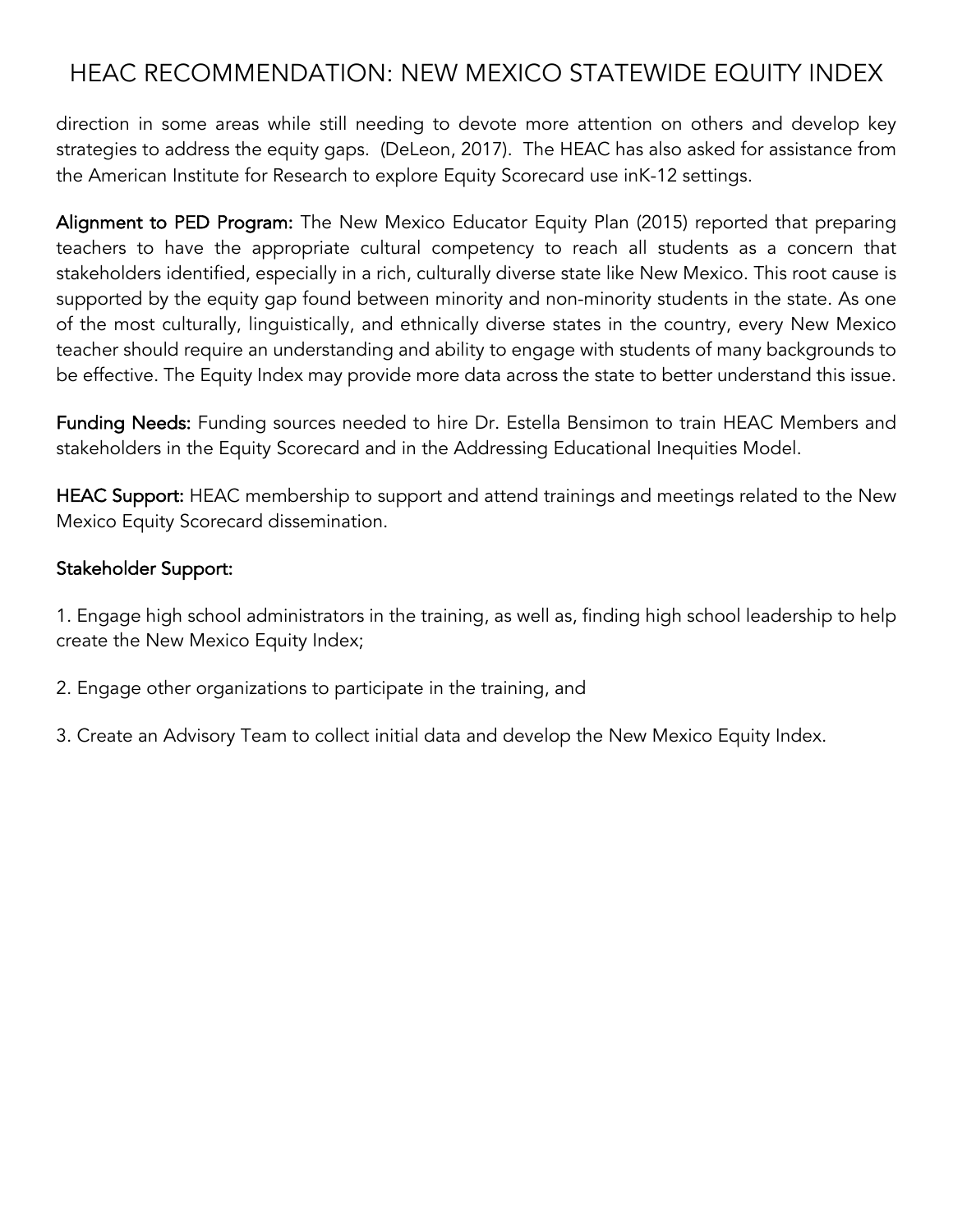direction in some areas while still needing to devote more attention on others and develop key strategies to address the equity gaps. (DeLeon, 2017). The HEAC has also asked for assistance from the American Institute for Research to explore Equity Scorecard use inK-12 settings.

**Alignment to PED Program:** The New Mexico Educator Equity Plan (2015) reported that preparing teachers to have the appropriate cultural competency to reach all students as a concern that stakeholders identified, especially in a rich, culturally diverse state like New Mexico. This root cause is supported by the equity gap found between minority and non-minority students in the state. As one of the most culturally, linguistically, and ethnically diverse states in the country, every New Mexico teacher should require an understanding and ability to engage with students of many backgrounds to be effective. The Equity Index may provide more data across the state to better understand this issue.

**Funding Needs:** Funding sources needed to hire Dr. Estella Bensimon to train HEAC Members and stakeholders in the Equity Scorecard and in the Addressing Educational Inequities Model.

**HEAC Support:** HEAC membership to support and attend trainings and meetings related to the New Mexico Equity Scorecard dissemination.

**Stakeholder Support:**

1. Engage high school administrators in the training, as well as, finding high school leadership to help create the New Mexico Equity Index;

2. Engage other organizations to participate in the training, and

3. Create an Advisory Team to collect initial data and develop the New Mexico Equity Index.